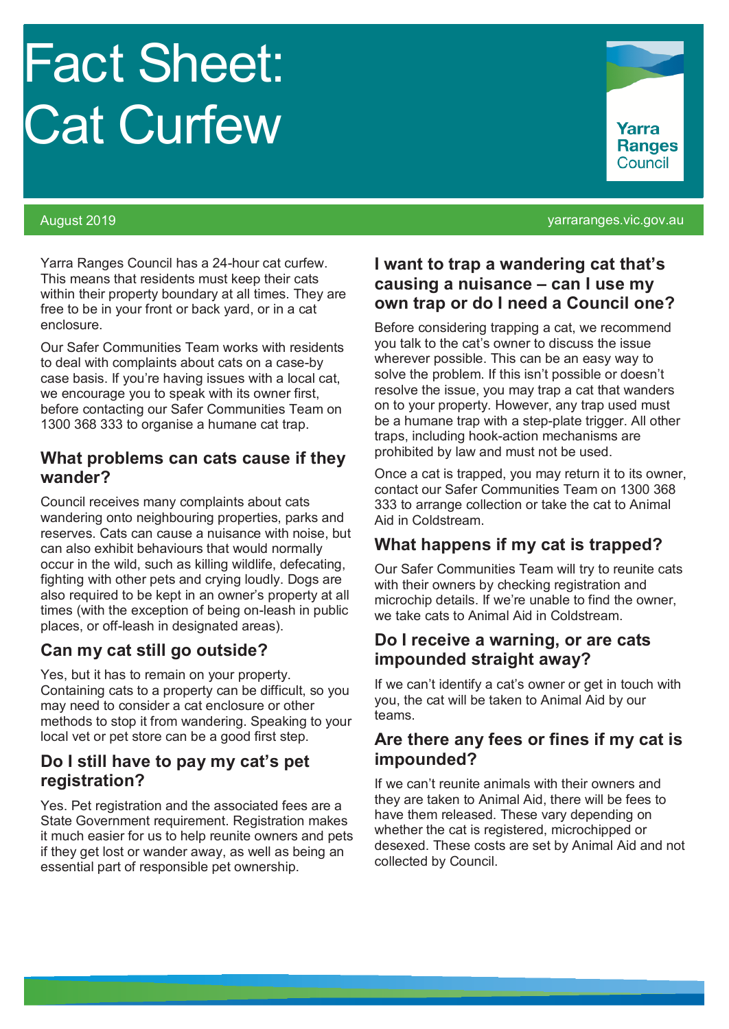# Fact Sheet: Cat Curfew

Yarra Ranges Council

August 2019

yarraranges.vic.gov.au

Yarra Ranges Council has a 24-hour cat curfew. This means that residents must keep their cats within their property boundary at all times. They are free to be in your front or back yard, or in a cat enclosure.

Our Safer Communities Team works with residents to deal with complaints about cats on a case-by case basis. If you're having issues with a local cat, we encourage you to speak with its owner first, before contacting our Safer Communities Team on 1300 368 333 to organise a humane cat trap.

## What problems can cats cause if they wander?

Council receives many complaints about cats wandering onto neighbouring properties, parks and reserves. Cats can cause a nuisance with noise, but can also exhibit behaviours that would normally occur in the wild, such as killing wildlife, defecating, fighting with other pets and crying loudly. Dogs are also required to be kept in an owner's property at all times (with the exception of being on-leash in public places, or off-leash in designated areas).

## Can my cat still go outside?

Yes, but it has to remain on your property. Containing cats to a property can be difficult, so you may need to consider a cat enclosure or other methods to stop it from wandering. Speaking to your local vet or pet store can be a good first step.

## Do I still have to pay my cat's pet registration?

Yes. Pet registration and the associated fees are a State Government requirement. Registration makes it much easier for us to help reunite owners and pets if they get lost or wander away, as well as being an essential part of responsible pet ownership.

## I want to trap a wandering cat that's causing a nuisance – can I use my own trap or do I need a Council one?

Before considering trapping a cat, we recommend you talk to the cat's owner to discuss the issue wherever possible. This can be an easy way to solve the problem. If this isn't possible or doesn't resolve the issue, you may trap a cat that wanders on to your property. However, any trap used must be a humane trap with a step-plate trigger. All other traps, including hook-action mechanisms are prohibited by law and must not be used.

Once a cat is trapped, you may return it to its owner, contact our Safer Communities Team on 1300 368 333 to arrange collection or take the cat to Animal Aid in Coldstream.

## What happens if my cat is trapped?

Our Safer Communities Team will try to reunite cats with their owners by checking registration and microchip details. If we're unable to find the owner, we take cats to Animal Aid in Coldstream.

## Do I receive a warning, or are cats impounded straight away?

If we can't identify a cat's owner or get in touch with you, the cat will be taken to Animal Aid by our teams.

## Are there any fees or fines if my cat is impounded?

If we can't reunite animals with their owners and they are taken to Animal Aid, there will be fees to have them released. These vary depending on whether the cat is registered, microchipped or desexed. These costs are set by Animal Aid and not collected by Council.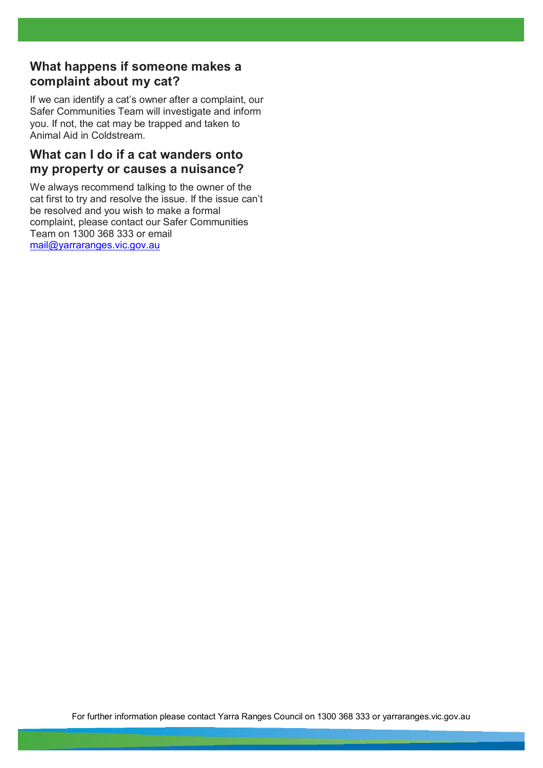## What happens if someone makes a complaint about my cat?

If we can identify a cat's owner after a complaint, our Safer Communities Team will investigate and inform you. If not, the cat may be trapped and taken to Animal Aid in Coldstream.

## What can I do if a cat wanders onto my property or causes a nuisance?

We always recommend talking to the owner of the cat first to try and resolve the issue. If the issue can't be resolved and you wish to make a formal complaint, please contact our Safer Communities Team on 1300 368 333 or email mail@yarraranges.vic.gov.au

For further information please contact Yarra Ranges Council on 1300 368 333 or yarraranges.vic.gov.au